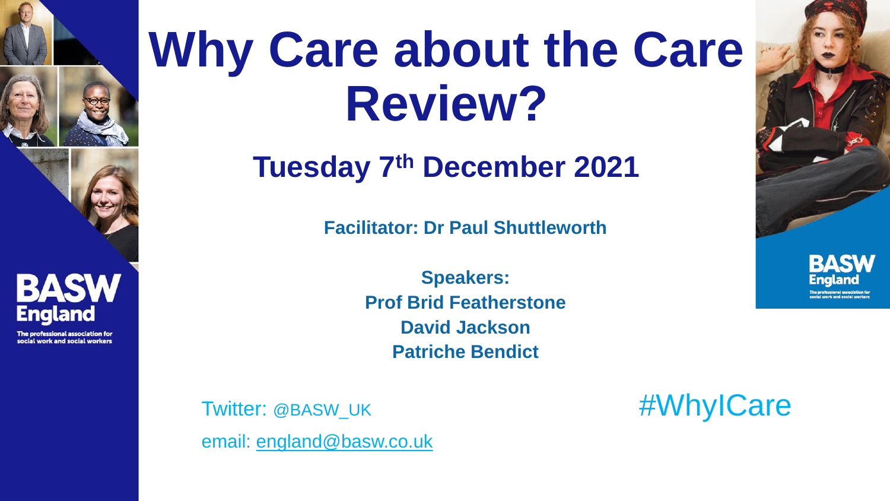# Why Care about the Care Review?

## Tuesday 7th December 2021

**Facilitator: Dr Paul Shuttleworth**

**Speakers:**
**Prof Brid Featherstone**
**David Jackson**
**Patriche Bendict**

BASW England
The professional association for social work and social workers

Twitter: @BASW_UK

email: england@basw.co.uk

#WhyICare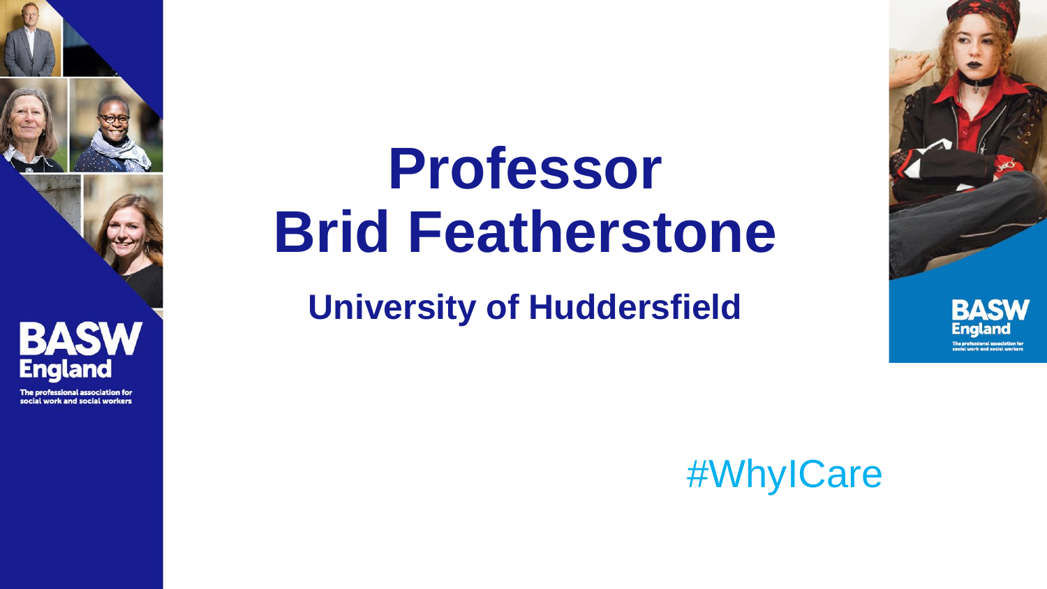# Professor Brid Featherstone

## University of Huddersfield

#WhyICare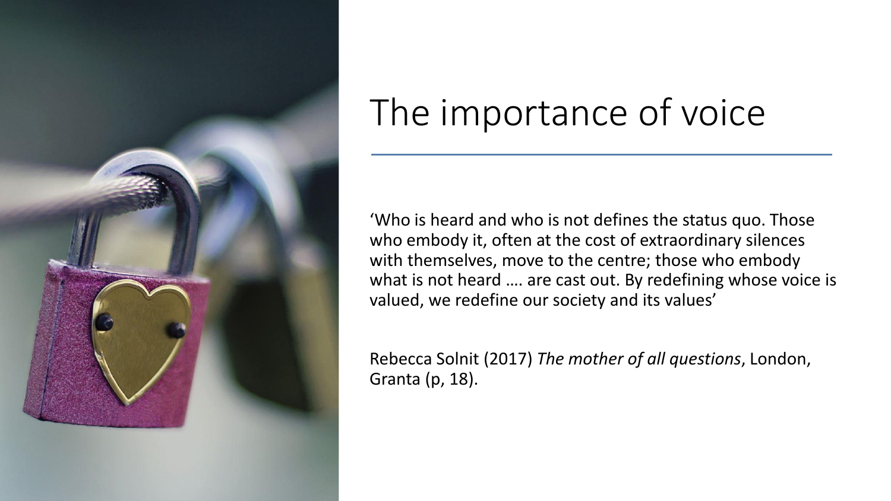# The importance of voice

'Who is heard and who is not defines the status quo. Those who embody it, often at the cost of extraordinary silences with themselves, move to the centre; those who embody what is not heard …. are cast out. By redefining whose voice is valued, we redefine our society and its values'

Rebecca Solnit (2017) *The mother of all questions*, London, Granta (p, 18).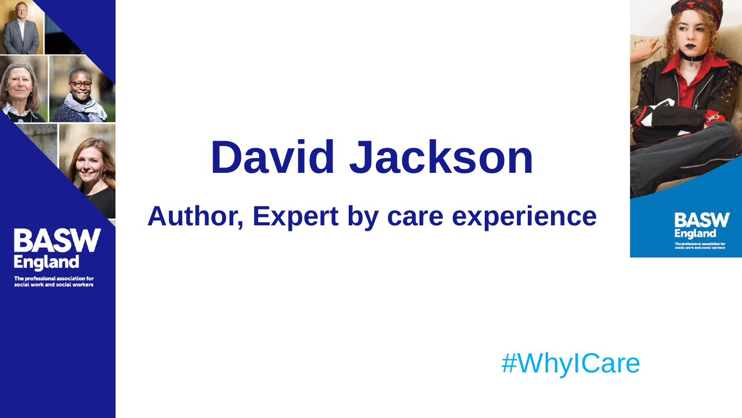# David Jackson

## Author, Expert by care experience

#WhyICare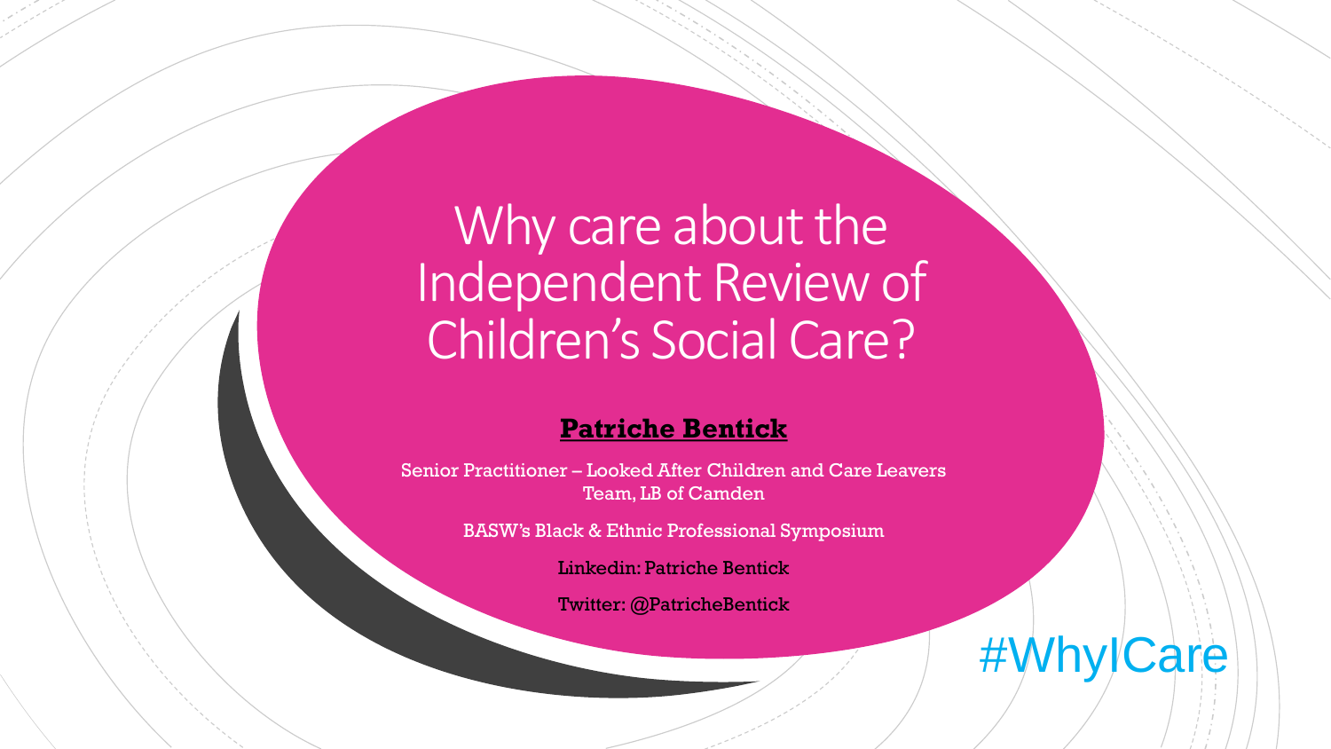# Why care about the Independent Review of Children's Social Care?

**Patriche Bentick**

Senior Practitioner – Looked After Children and Care Leavers Team, LB of Camden

BASW's Black & Ethnic Professional Symposium

Linkedin: Patriche Bentick

Twitter: @PatricheBentick

#WhyICare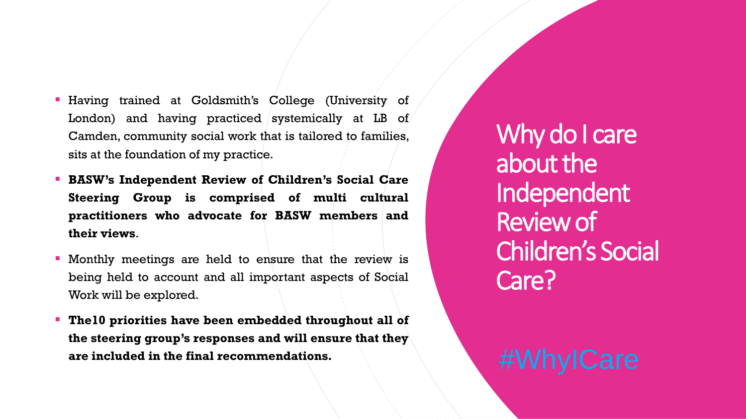# Why do I care about the Independent Review of Children's Social Care?

#WhyICare

- Having trained at Goldsmith's College (University of London) and having practiced systemically at LB of Camden, community social work that is tailored to families, sits at the foundation of my practice.
- **BASW's Independent Review of Children's Social Care Steering Group is comprised of multi cultural practitioners who advocate for BASW members and their views**.
- Monthly meetings are held to ensure that the review is being held to account and all important aspects of Social Work will be explored.
- **The10 priorities have been embedded throughout all of the steering group's responses and will ensure that they are included in the final recommendations.**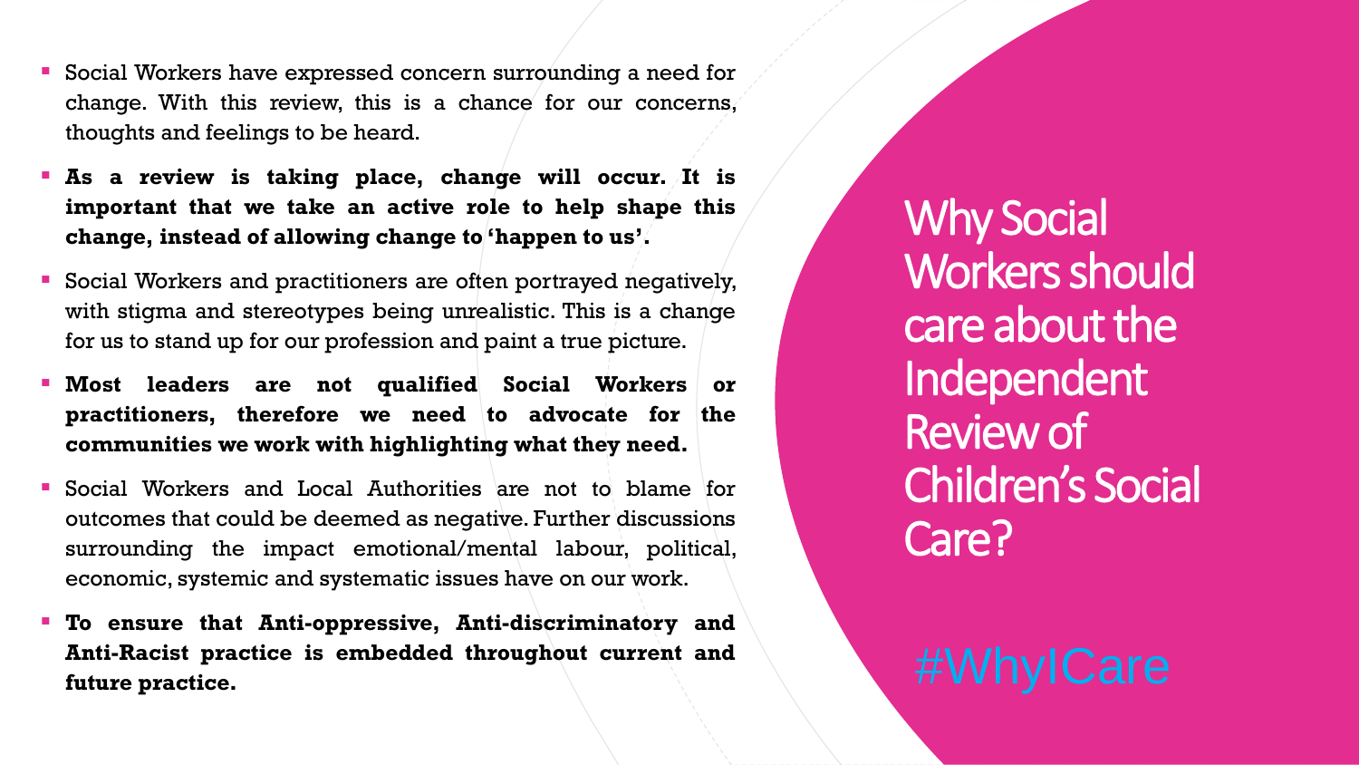# Why Social Workers should care about the Independent Review of Children's Social Care?

#WhyICare

- Social Workers have expressed concern surrounding a need for change. With this review, this is a chance for our concerns, thoughts and feelings to be heard.
- **As a review is taking place, change will occur. It is important that we take an active role to help shape this change, instead of allowing change to 'happen to us'.**
- Social Workers and practitioners are often portrayed negatively, with stigma and stereotypes being unrealistic. This is a change for us to stand up for our profession and paint a true picture.
- **Most leaders are not qualified Social Workers or practitioners, therefore we need to advocate for the communities we work with highlighting what they need.**
- Social Workers and Local Authorities are not to blame for outcomes that could be deemed as negative. Further discussions surrounding the impact emotional/mental labour, political, economic, systemic and systematic issues have on our work.
- **To ensure that Anti-oppressive, Anti-discriminatory and Anti-Racist practice is embedded throughout current and future practice.**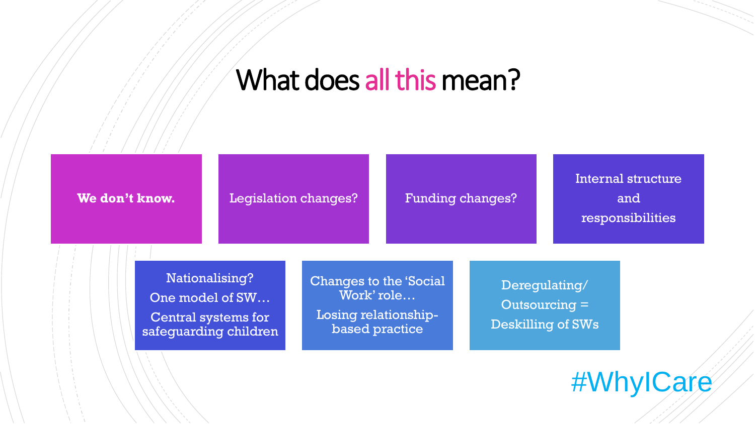# What does all this mean?

**We don’t know.**

Legislation changes?

Funding changes?

Internal structure and responsibilities

Nationalising?
One model of SW…
Central systems for safeguarding children

Changes to the ‘Social Work’ role…
Losing relationship-based practice

Deregulating/ Outsourcing = Deskilling of SWs

#WhyICare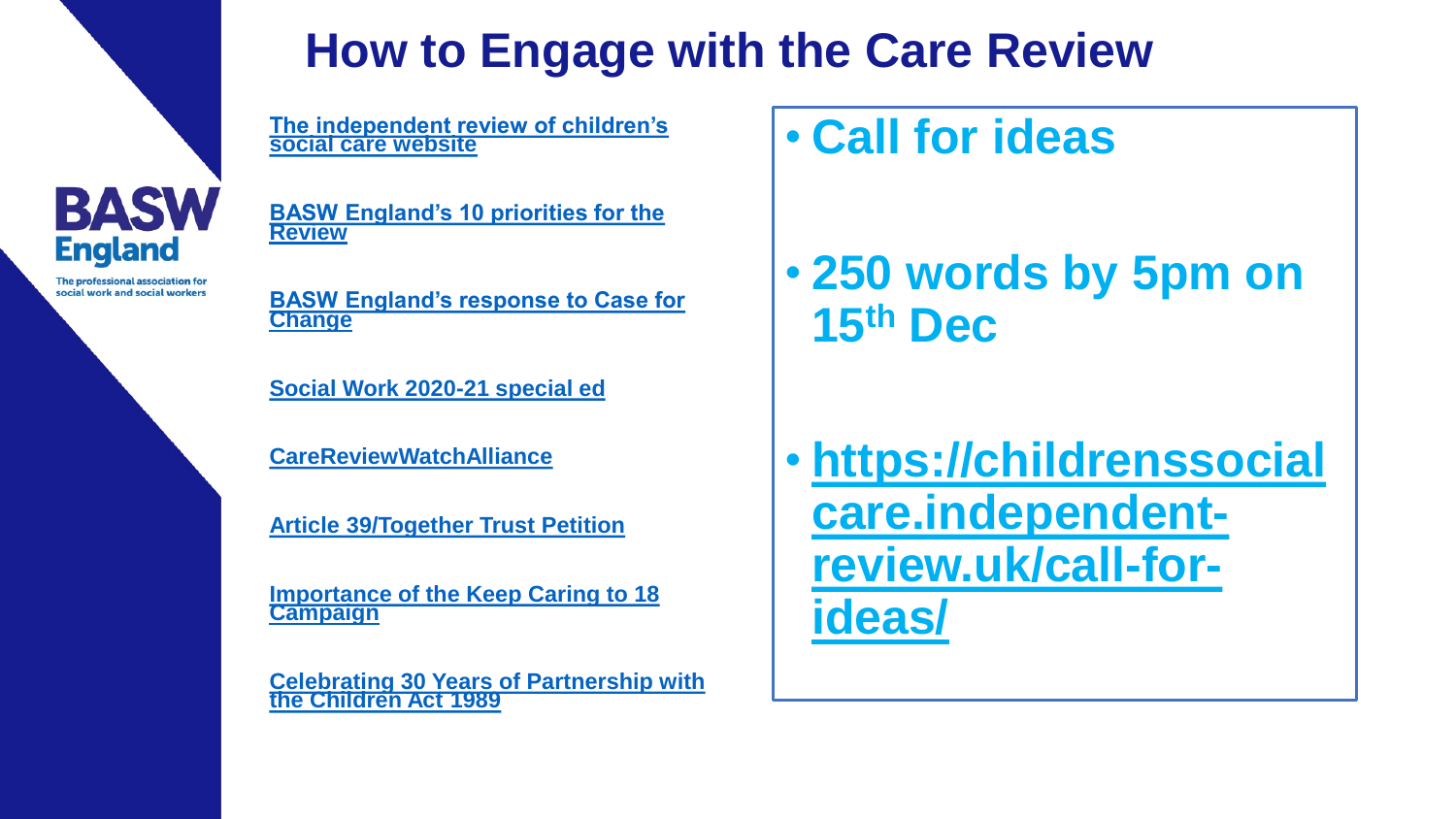# How to Engage with the Care Review

BASW England

The professional association for social work and social workers

The independent review of children's social care website

BASW England's 10 priorities for the Review

BASW England's response to Case for Change

Social Work 2020-21 special ed

CareReviewWatchAlliance

Article 39/Together Trust Petition

Importance of the Keep Caring to 18 Campaign

Celebrating 30 Years of Partnership with the Children Act 1989

- **Call for ideas**
- **250 words by 5pm on 15th Dec**
- **https://childrenssocialcare.independent-review.uk/call-for-ideas/**